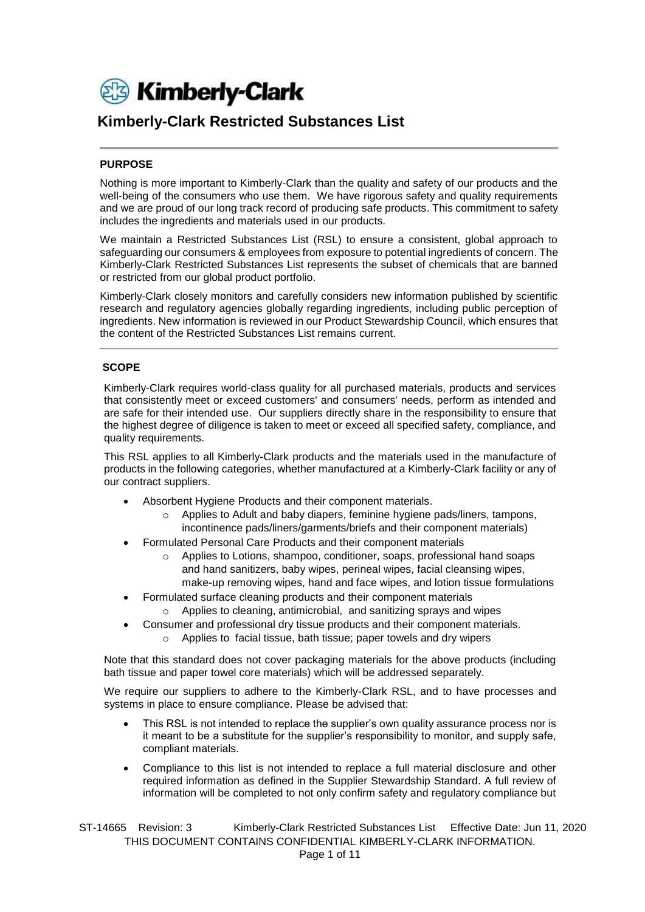# Kimberly-Clark Restricted Substances List

## PURPOSE

Nothing is more important to Kimberly-Clark than the quality and safety of our products and the well-being of the consumers who use them. We have rigorous safety and quality requirements and we are proud of our long track record of producing safe products. This commitment to safety includes the ingredients and materials used in our products.

We maintain a Restricted Substances List (RSL) to ensure a consistent, global approach to safeguarding our consumers & employees from exposure to potential ingredients of concern. The Kimberly-Clark Restricted Substances List represents the subset of chemicals that are banned or restricted from our global product portfolio.

Kimberly-Clark closely monitors and carefully considers new information published by scientific research and regulatory agencies globally regarding ingredients, including public perception of ingredients. New information is reviewed in our Product Stewardship Council, which ensures that the content of the Restricted Substances List remains current.

## SCOPE

Kimberly-Clark requires world-class quality for all purchased materials, products and services that consistently meet or exceed customers' and consumers' needs, perform as intended and are safe for their intended use. Our suppliers directly share in the responsibility to ensure that the highest degree of diligence is taken to meet or exceed all specified safety, compliance, and quality requirements.

This RSL applies to all Kimberly-Clark products and the materials used in the manufacture of products in the following categories, whether manufactured at a Kimberly-Clark facility or any of our contract suppliers.

- Absorbent Hygiene Products and their component materials.
  - Applies to Adult and baby diapers, feminine hygiene pads/liners, tampons, incontinence pads/liners/garments/briefs and their component materials)
- Formulated Personal Care Products and their component materials
  - Applies to Lotions, shampoo, conditioner, soaps, professional hand soaps and hand sanitizers, baby wipes, perineal wipes, facial cleansing wipes, make-up removing wipes, hand and face wipes, and lotion tissue formulations
- Formulated surface cleaning products and their component materials
  - Applies to cleaning, antimicrobial, and sanitizing sprays and wipes
- Consumer and professional dry tissue products and their component materials.
  - Applies to facial tissue, bath tissue; paper towels and dry wipers

Note that this standard does not cover packaging materials for the above products (including bath tissue and paper towel core materials) which will be addressed separately.

We require our suppliers to adhere to the Kimberly-Clark RSL, and to have processes and systems in place to ensure compliance. Please be advised that:

- This RSL is not intended to replace the supplier's own quality assurance process nor is it meant to be a substitute for the supplier's responsibility to monitor, and supply safe, compliant materials.
- Compliance to this list is not intended to replace a full material disclosure and other required information as defined in the Supplier Stewardship Standard. A full review of information will be completed to not only confirm safety and regulatory compliance but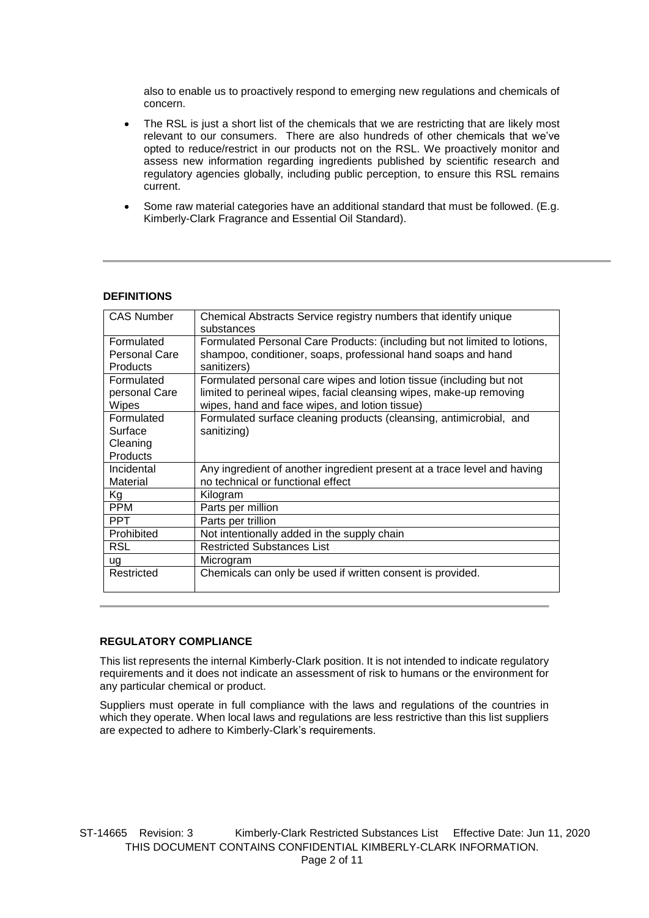also to enable us to proactively respond to emerging new regulations and chemicals of concern.

- The RSL is just a short list of the chemicals that we are restricting that are likely most relevant to our consumers. There are also hundreds of other chemicals that we've opted to reduce/restrict in our products not on the RSL. We proactively monitor and assess new information regarding ingredients published by scientific research and regulatory agencies globally, including public perception, to ensure this RSL remains current.
- Some raw material categories have an additional standard that must be followed. (E.g. Kimberly-Clark Fragrance and Essential Oil Standard).

## DEFINITIONS

| | |
|---|---|
| CAS Number | Chemical Abstracts Service registry numbers that identify unique substances |
| Formulated Personal Care Products | Formulated Personal Care Products: (including but not limited to lotions, shampoo, conditioner, soaps, professional hand soaps and hand sanitizers) |
| Formulated personal Care Wipes | Formulated personal care wipes and lotion tissue (including but not limited to perineal wipes, facial cleansing wipes, make-up removing wipes, hand and face wipes, and lotion tissue) |
| Formulated Surface Cleaning Products | Formulated surface cleaning products (cleansing, antimicrobial, and sanitizing) |
| Incidental Material | Any ingredient of another ingredient present at a trace level and having no technical or functional effect |
| Kg | Kilogram |
| PPM | Parts per million |
| PPT | Parts per trillion |
| Prohibited | Not intentionally added in the supply chain |
| RSL | Restricted Substances List |
| ug | Microgram |
| Restricted | Chemicals can only be used if written consent is provided. |

## REGULATORY COMPLIANCE

This list represents the internal Kimberly-Clark position. It is not intended to indicate regulatory requirements and it does not indicate an assessment of risk to humans or the environment for any particular chemical or product.

Suppliers must operate in full compliance with the laws and regulations of the countries in which they operate. When local laws and regulations are less restrictive than this list suppliers are expected to adhere to Kimberly-Clark's requirements.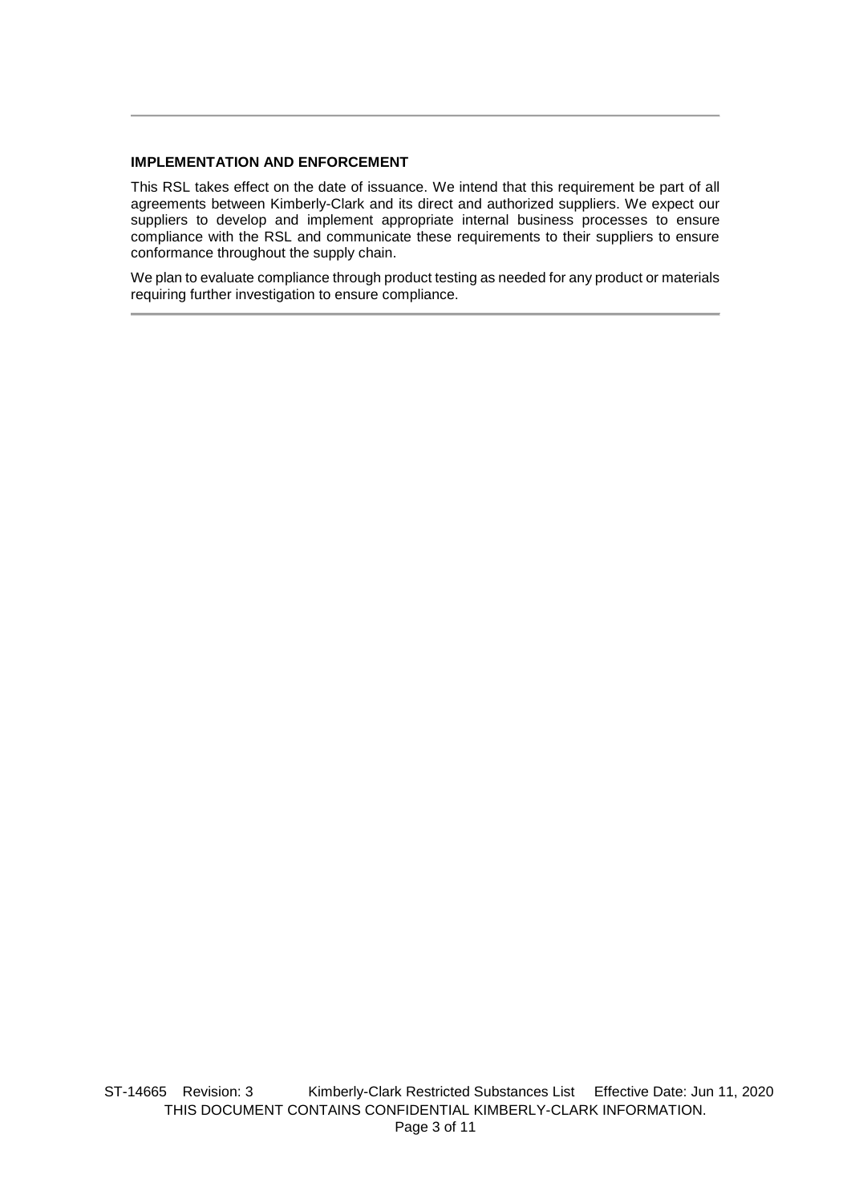## IMPLEMENTATION AND ENFORCEMENT

This RSL takes effect on the date of issuance. We intend that this requirement be part of all agreements between Kimberly-Clark and its direct and authorized suppliers. We expect our suppliers to develop and implement appropriate internal business processes to ensure compliance with the RSL and communicate these requirements to their suppliers to ensure conformance throughout the supply chain.

We plan to evaluate compliance through product testing as needed for any product or materials requiring further investigation to ensure compliance.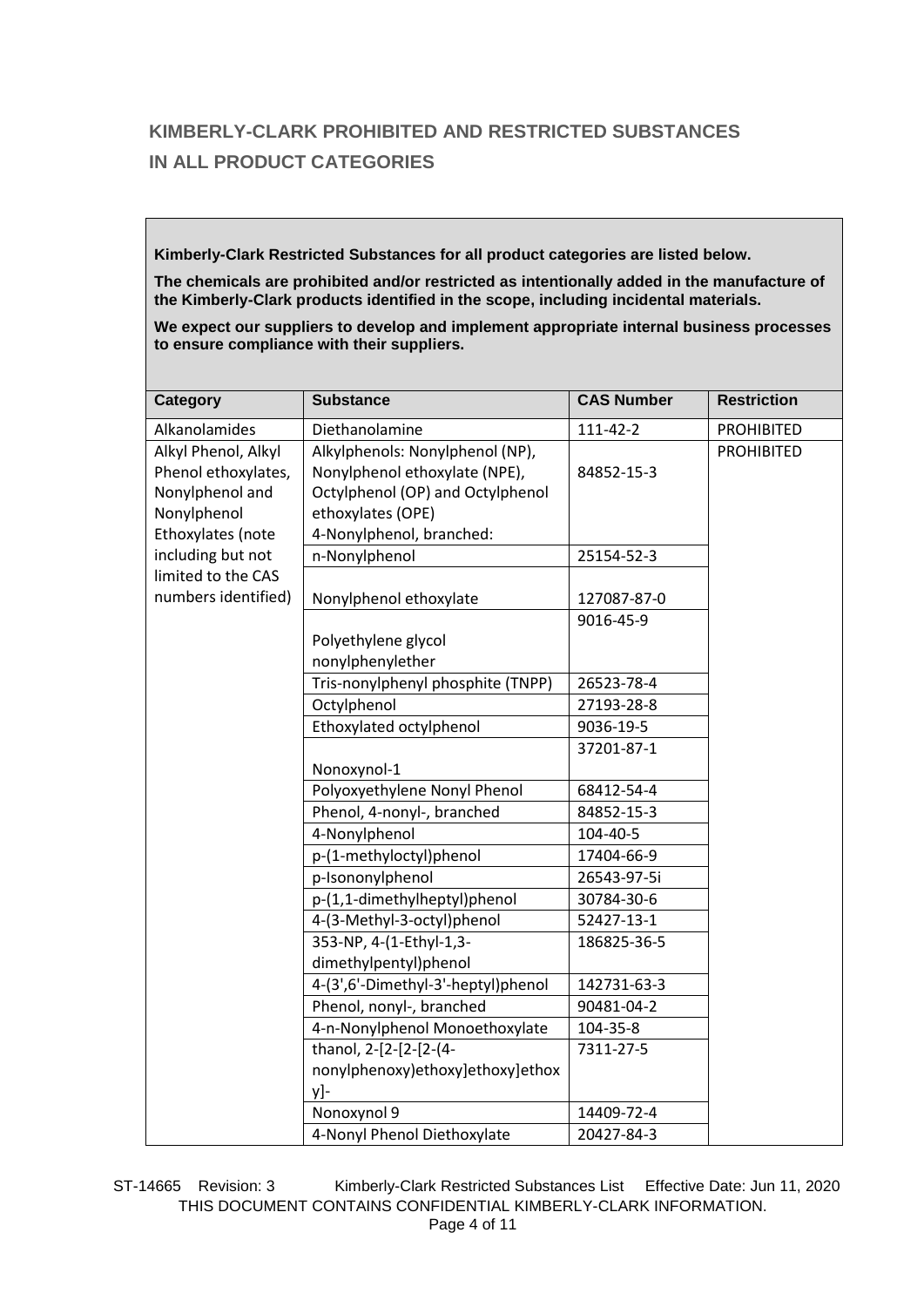## KIMBERLY-CLARK PROHIBITED AND RESTRICTED SUBSTANCES IN ALL PRODUCT CATEGORIES

**Kimberly-Clark Restricted Substances for all product categories are listed below.**

**The chemicals are prohibited and/or restricted as intentionally added in the manufacture of the Kimberly-Clark products identified in the scope, including incidental materials.**

**We expect our suppliers to develop and implement appropriate internal business processes to ensure compliance with their suppliers.**

| Category | Substance | CAS Number | Restriction |
|---|---|---|---|
| Alkanolamides | Diethanolamine | 111-42-2 | PROHIBITED |
| Alkyl Phenol, Alkyl Phenol ethoxylates, Nonylphenol and Nonylphenol Ethoxylates (note including but not limited to the CAS numbers identified) | Alkylphenols: Nonylphenol (NP), Nonylphenol ethoxylate (NPE), Octylphenol (OP) and Octylphenol ethoxylates (OPE) 4-Nonylphenol, branched: | 84852-15-3 | PROHIBITED |
| | n-Nonylphenol | 25154-52-3 | |
| | Nonylphenol ethoxylate | 127087-87-0 | |
| | Polyethylene glycol nonylphenylether | 9016-45-9 | |
| | Tris-nonylphenyl phosphite (TNPP) | 26523-78-4 | |
| | Octylphenol | 27193-28-8 | |
| | Ethoxylated octylphenol | 9036-19-5 | |
| | Nonoxynol-1 | 37201-87-1 | |
| | Polyoxyethylene Nonyl Phenol | 68412-54-4 | |
| | Phenol, 4-nonyl-, branched | 84852-15-3 | |
| | 4-Nonylphenol | 104-40-5 | |
| | p-(1-methyloctyl)phenol | 17404-66-9 | |
| | p-Isononylphenol | 26543-97-5i | |
| | p-(1,1-dimethylheptyl)phenol | 30784-30-6 | |
| | 4-(3-Methyl-3-octyl)phenol | 52427-13-1 | |
| | 353-NP, 4-(1-Ethyl-1,3-dimethylpentyl)phenol | 186825-36-5 | |
| | 4-(3',6'-Dimethyl-3'-heptyl)phenol | 142731-63-3 | |
| | Phenol, nonyl-, branched | 90481-04-2 | |
| | 4-n-Nonylphenol Monoethoxylate | 104-35-8 | |
| | thanol, 2-[2-[2-(4-nonylphenoxy)ethoxy]ethoxy]ethoxy]- | 7311-27-5 | |
| | Nonoxynol 9 | 14409-72-4 | |
| | 4-Nonyl Phenol Diethoxylate | 20427-84-3 | |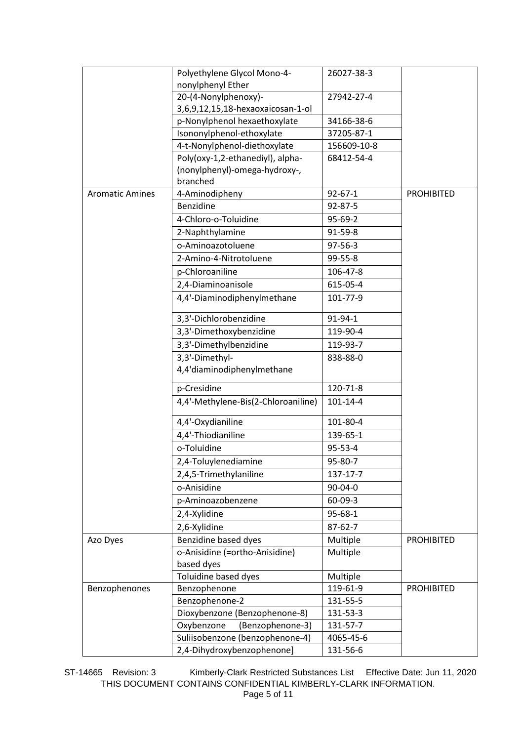|  |  |  |  |
|---|---|---|---|
|  | Polyethylene Glycol Mono-4-nonylphenyl Ether | 26027-38-3 |  |
|  | 20-(4-Nonylphenoxy)-3,6,9,12,15,18-hexaoxaicosan-1-ol | 27942-27-4 |  |
|  | p-Nonylphenol hexaethoxylate | 34166-38-6 |  |
|  | Isononylphenol-ethoxylate | 37205-87-1 |  |
|  | 4-t-Nonylphenol-diethoxylate | 156609-10-8 |  |
|  | Poly(oxy-1,2-ethanediyl), alpha-(nonylphenyl)-omega-hydroxy-, branched | 68412-54-4 |  |
| Aromatic Amines | 4-Aminodipheny | 92-67-1 | PROHIBITED |
|  | Benzidine | 92-87-5 |  |
|  | 4-Chloro-o-Toluidine | 95-69-2 |  |
|  | 2-Naphthylamine | 91-59-8 |  |
|  | o-Aminoazotoluene | 97-56-3 |  |
|  | 2-Amino-4-Nitrotoluene | 99-55-8 |  |
|  | p-Chloroaniline | 106-47-8 |  |
|  | 2,4-Diaminoanisole | 615-05-4 |  |
|  | 4,4'-Diaminodiphenylmethane | 101-77-9 |  |
|  | 3,3'-Dichlorobenzidine | 91-94-1 |  |
|  | 3,3'-Dimethoxybenzidine | 119-90-4 |  |
|  | 3,3'-Dimethylbenzidine | 119-93-7 |  |
|  | 3,3'-Dimethyl-4,4'diaminodiphenylmethane | 838-88-0 |  |
|  | p-Cresidine | 120-71-8 |  |
|  | 4,4'-Methylene-Bis(2-Chloroaniline) | 101-14-4 |  |
|  | 4,4'-Oxydianiline | 101-80-4 |  |
|  | 4,4'-Thiodianiline | 139-65-1 |  |
|  | o-Toluidine | 95-53-4 |  |
|  | 2,4-Toluylenediamine | 95-80-7 |  |
|  | 2,4,5-Trimethylaniline | 137-17-7 |  |
|  | o-Anisidine | 90-04-0 |  |
|  | p-Aminoazobenzene | 60-09-3 |  |
|  | 2,4-Xylidine | 95-68-1 |  |
|  | 2,6-Xylidine | 87-62-7 |  |
| Azo Dyes | Benzidine based dyes | Multiple | PROHIBITED |
|  | o-Anisidine (=ortho-Anisidine) based dyes | Multiple |  |
|  | Toluidine based dyes | Multiple |  |
| Benzophenones | Benzophenone | 119-61-9 | PROHIBITED |
|  | Benzophenone-2 | 131-55-5 |  |
|  | Dioxybenzone (Benzophenone-8) | 131-53-3 |  |
|  | Oxybenzone (Benzophenone-3) | 131-57-7 |  |
|  | Suliisobenzone (benzophenone-4) | 4065-45-6 |  |
|  | 2,4-Dihydroxybenzophenone] | 131-56-6 |  |

ST-14665 Revision: 3 Kimberly-Clark Restricted Substances List Effective Date: Jun 11, 2020
THIS DOCUMENT CONTAINS CONFIDENTIAL KIMBERLY-CLARK INFORMATION.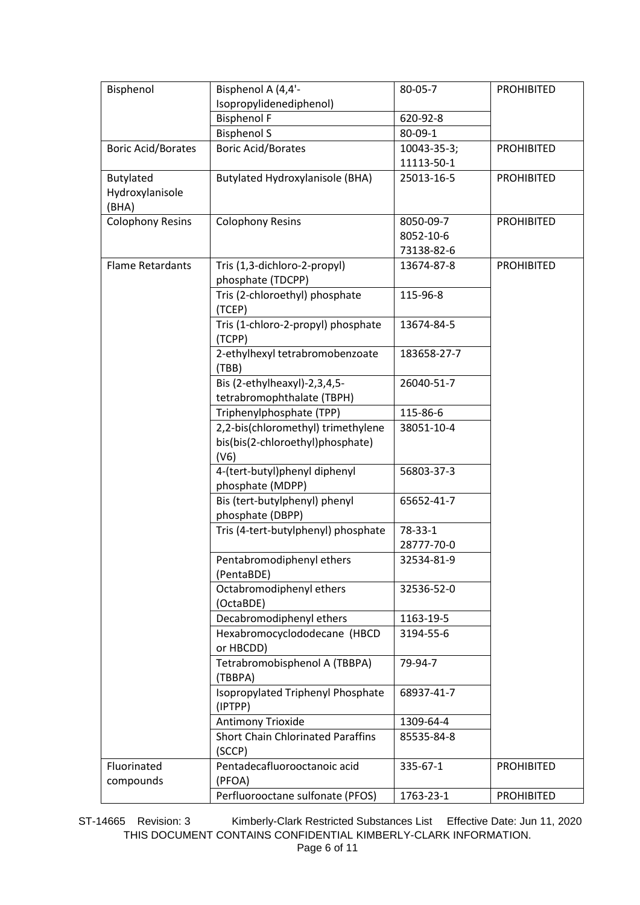| | | | |
|---|---|---|---|
| Bisphenol | Bisphenol A (4,4'-Isopropylidenediphenol) | 80-05-7 | PROHIBITED |
| | Bisphenol F | 620-92-8 | |
| | Bisphenol S | 80-09-1 | |
| Boric Acid/Borates | Boric Acid/Borates | 10043-35-3; 11113-50-1 | PROHIBITED |
| Butylated Hydroxylanisole (BHA) | Butylated Hydroxylanisole (BHA) | 25013-16-5 | PROHIBITED |
| Colophony Resins | Colophony Resins | 8050-09-7<br>8052-10-6<br>73138-82-6 | PROHIBITED |
| Flame Retardants | Tris (1,3-dichloro-2-propyl) phosphate (TDCPP) | 13674-87-8 | PROHIBITED |
| | Tris (2-chloroethyl) phosphate (TCEP) | 115-96-8 | |
| | Tris (1-chloro-2-propyl) phosphate (TCPP) | 13674-84-5 | |
| | 2-ethylhexyl tetrabromobenzoate (TBB) | 183658-27-7 | |
| | Bis (2-ethylheaxyl)-2,3,4,5-tetrabromophthalate (TBPH) | 26040-51-7 | |
| | Triphenylphosphate (TPP) | 115-86-6 | |
| | 2,2-bis(chloromethyl) trimethylene bis(bis(2-chloroethyl)phosphate) (V6) | 38051-10-4 | |
| | 4-(tert-butyl)phenyl diphenyl phosphate (MDPP) | 56803-37-3 | |
| | Bis (tert-butylphenyl) phenyl phosphate (DBPP) | 65652-41-7 | |
| | Tris (4-tert-butylphenyl) phosphate | 78-33-1<br>28777-70-0 | |
| | Pentabromodiphenyl ethers (PentaBDE) | 32534-81-9 | |
| | Octabromodiphenyl ethers (OctaBDE) | 32536-52-0 | |
| | Decabromodiphenyl ethers | 1163-19-5 | |
| | Hexabromocyclododecane (HBCD or HBCDD) | 3194-55-6 | |
| | Tetrabromobisphenol A (TBBPA) (TBBPA) | 79-94-7 | |
| | Isopropylated Triphenyl Phosphate (IPTPP) | 68937-41-7 | |
| | Antimony Trioxide | 1309-64-4 | |
| | Short Chain Chlorinated Paraffins (SCCP) | 85535-84-8 | |
| Fluorinated compounds | Pentadecafluorooctanoic acid (PFOA) | 335-67-1 | PROHIBITED |
| | Perfluorooctane sulfonate (PFOS) | 1763-23-1 | PROHIBITED |

ST-14665 Revision: 3 Kimberly-Clark Restricted Substances List Effective Date: Jun 11, 2020
THIS DOCUMENT CONTAINS CONFIDENTIAL KIMBERLY-CLARK INFORMATION.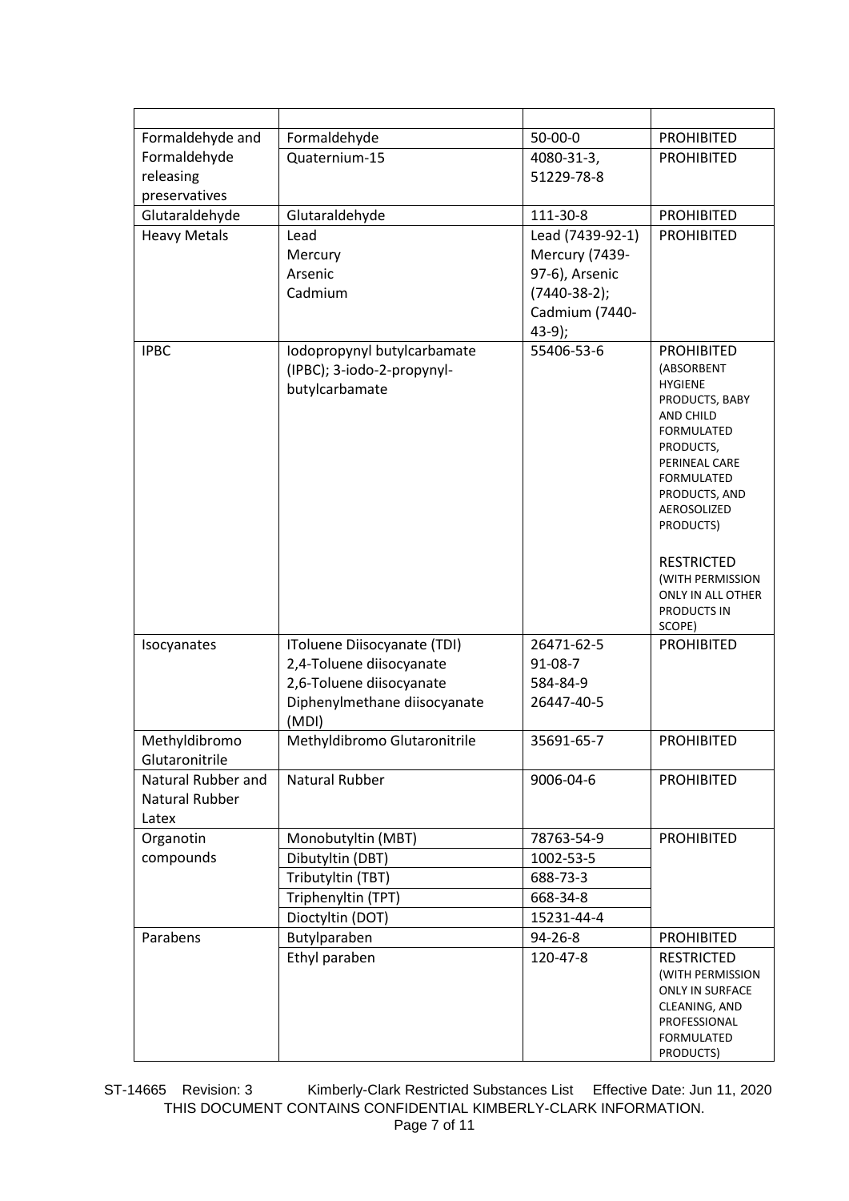| | | | |
|---|---|---|---|
| Formaldehyde and Formaldehyde releasing preservatives | Formaldehyde | 50-00-0 | PROHIBITED |
| | Quaternium-15 | 4080-31-3, 51229-78-8 | PROHIBITED |
| Glutaraldehyde | Glutaraldehyde | 111-30-8 | PROHIBITED |
| Heavy Metals | Lead<br>Mercury<br>Arsenic<br>Cadmium | Lead (7439-92-1) Mercury (7439-97-6), Arsenic (7440-38-2); Cadmium (7440-43-9); | PROHIBITED |
| IPBC | Iodopropynyl butylcarbamate (IPBC); 3-iodo-2-propynyl-butylcarbamate | 55406-53-6 | PROHIBITED (ABSORBENT HYGIENE PRODUCTS, BABY AND CHILD FORMULATED PRODUCTS, PERINEAL CARE FORMULATED PRODUCTS, AND AEROSOLIZED PRODUCTS)<br><br>RESTRICTED (WITH PERMISSION ONLY IN ALL OTHER PRODUCTS IN SCOPE) |
| Isocyanates | IToluene Diisocyanate (TDI)<br>2,4-Toluene diisocyanate<br>2,6-Toluene diisocyanate<br>Diphenylmethane diisocyanate (MDI) | 26471-62-5<br>91-08-7<br>584-84-9<br>26447-40-5 | PROHIBITED |
| Methyldibromo Glutaronitrile | Methyldibromo Glutaronitrile | 35691-65-7 | PROHIBITED |
| Natural Rubber and Natural Rubber Latex | Natural Rubber | 9006-04-6 | PROHIBITED |
| Organotin compounds | Monobutyltin (MBT) | 78763-54-9 | PROHIBITED |
| | Dibutyltin (DBT) | 1002-53-5 | |
| | Tributyltin (TBT) | 688-73-3 | |
| | Triphenyltin (TPT) | 668-34-8 | |
| | Dioctyltin (DOT) | 15231-44-4 | |
| Parabens | Butylparaben | 94-26-8 | PROHIBITED |
| | Ethyl paraben | 120-47-8 | RESTRICTED (WITH PERMISSION ONLY IN SURFACE CLEANING, AND PROFESSIONAL FORMULATED PRODUCTS) |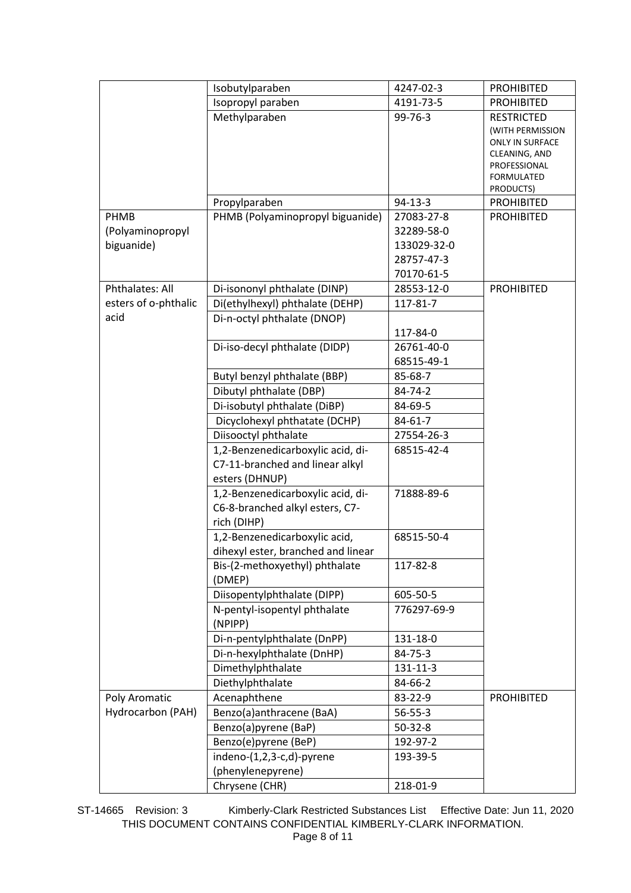|  |  |  |  |
|---|---|---|---|
|  | Isobutylparaben | 4247-02-3 | PROHIBITED |
|  | Isopropyl paraben | 4191-73-5 | PROHIBITED |
|  | Methylparaben | 99-76-3 | RESTRICTED (WITH PERMISSION ONLY IN SURFACE CLEANING, AND PROFESSIONAL FORMULATED PRODUCTS) |
|  | Propylparaben | 94-13-3 | PROHIBITED |
| PHMB (Polyaminopropyl biguanide) | PHMB (Polyaminopropyl biguanide) | 27083-27-8<br>32289-58-0<br>133029-32-0<br>28757-47-3<br>70170-61-5 | PROHIBITED |
| Phthalates: All esters of o-phthalic acid | Di-isononyl phthalate (DINP) | 28553-12-0 | PROHIBITED |
|  | Di(ethylhexyl) phthalate (DEHP) | 117-81-7 |  |
|  | Di-n-octyl phthalate (DNOP) | 117-84-0 |  |
|  | Di-iso-decyl phthalate (DIDP) | 26761-40-0<br>68515-49-1 |  |
|  | Butyl benzyl phthalate (BBP) | 85-68-7 |  |
|  | Dibutyl phthalate (DBP) | 84-74-2 |  |
|  | Di-isobutyl phthalate (DiBP) | 84-69-5 |  |
|  | Dicyclohexyl phthatate (DCHP) | 84-61-7 |  |
|  | Diisooctyl phthalate | 27554-26-3 |  |
|  | 1,2-Benzenedicarboxylic acid, di-C7-11-branched and linear alkyl esters (DHNUP) | 68515-42-4 |  |
|  | 1,2-Benzenedicarboxylic acid, di-C6-8-branched alkyl esters, C7-rich (DIHP) | 71888-89-6 |  |
|  | 1,2-Benzenedicarboxylic acid, dihexyl ester, branched and linear | 68515-50-4 |  |
|  | Bis-(2-methoxyethyl) phthalate (DMEP) | 117-82-8 |  |
|  | Diisopentylphthalate (DIPP) | 605-50-5 |  |
|  | N-pentyl-isopentyl phthalate (NPIPP) | 776297-69-9 |  |
|  | Di-n-pentylphthalate (DnPP) | 131-18-0 |  |
|  | Di-n-hexylphthalate (DnHP) | 84-75-3 |  |
|  | Dimethylphthalate | 131-11-3 |  |
|  | Diethylphthalate | 84-66-2 |  |
| Poly Aromatic Hydrocarbon (PAH) | Acenaphthene | 83-22-9 | PROHIBITED |
|  | Benzo(a)anthracene (BaA) | 56-55-3 |  |
|  | Benzo(a)pyrene (BaP) | 50-32-8 |  |
|  | Benzo(e)pyrene (BeP) | 192-97-2 |  |
|  | indeno-(1,2,3-c,d)-pyrene (phenylenepyrene) | 193-39-5 |  |
|  | Chrysene (CHR) | 218-01-9 |  |

ST-14665 Revision: 3 Kimberly-Clark Restricted Substances List Effective Date: Jun 11, 2020
THIS DOCUMENT CONTAINS CONFIDENTIAL KIMBERLY-CLARK INFORMATION.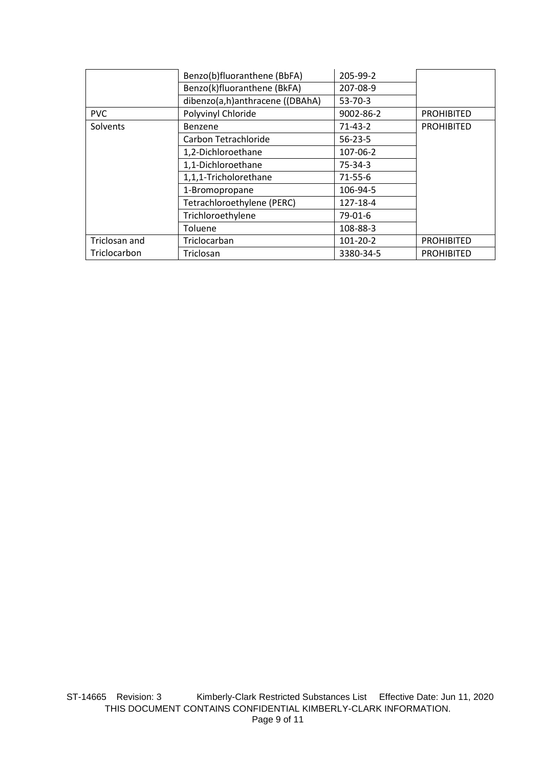| | | | |
|---|---|---|---|
| | Benzo(b)fluoranthene (BbFA) | 205-99-2 | |
| | Benzo(k)fluoranthene (BkFA) | 207-08-9 | |
| | dibenzo(a,h)anthracene ((DBAhA) | 53-70-3 | |
| PVC | Polyvinyl Chloride | 9002-86-2 | PROHIBITED |
| Solvents | Benzene | 71-43-2 | PROHIBITED |
| | Carbon Tetrachloride | 56-23-5 | |
| | 1,2-Dichloroethane | 107-06-2 | |
| | 1,1-Dichloroethane | 75-34-3 | |
| | 1,1,1-Tricholorethane | 71-55-6 | |
| | 1-Bromopropane | 106-94-5 | |
| | Tetrachloroethylene (PERC) | 127-18-4 | |
| | Trichloroethylene | 79-01-6 | |
| | Toluene | 108-88-3 | |
| Triclosan and Triclocarbon | Triclocarban | 101-20-2 | PROHIBITED |
| | Triclosan | 3380-34-5 | PROHIBITED |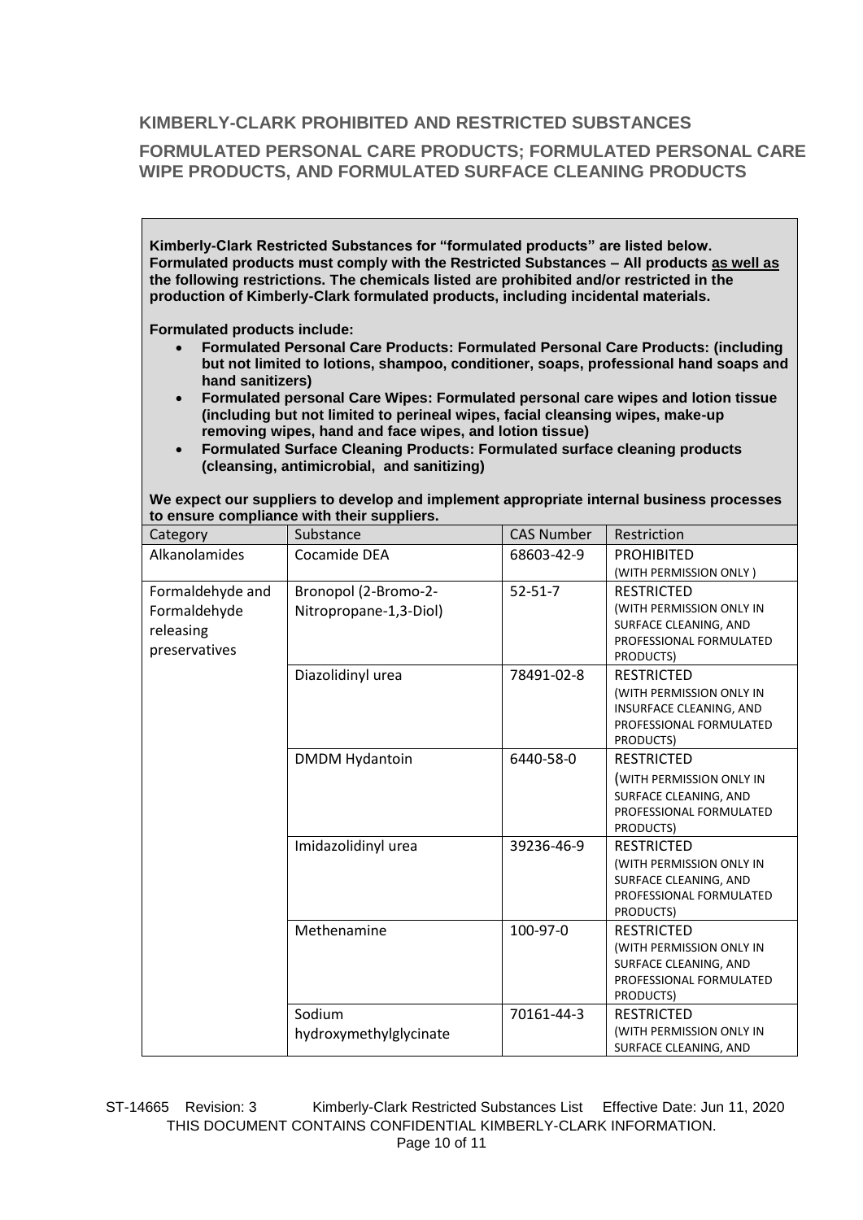## KIMBERLY-CLARK PROHIBITED AND RESTRICTED SUBSTANCES

## FORMULATED PERSONAL CARE PRODUCTS; FORMULATED PERSONAL CARE WIPE PRODUCTS, AND FORMULATED SURFACE CLEANING PRODUCTS

**Kimberly-Clark Restricted Substances for "formulated products" are listed below. Formulated products must comply with the Restricted Substances – All products as well as the following restrictions. The chemicals listed are prohibited and/or restricted in the production of Kimberly-Clark formulated products, including incidental materials.**

**Formulated products include:**

- **Formulated Personal Care Products: Formulated Personal Care Products: (including but not limited to lotions, shampoo, conditioner, soaps, professional hand soaps and hand sanitizers)**
- **Formulated personal Care Wipes: Formulated personal care wipes and lotion tissue (including but not limited to perineal wipes, facial cleansing wipes, make-up removing wipes, hand and face wipes, and lotion tissue)**
- **Formulated Surface Cleaning Products: Formulated surface cleaning products (cleansing, antimicrobial, and sanitizing)**

**We expect our suppliers to develop and implement appropriate internal business processes to ensure compliance with their suppliers.**

| Category | Substance | CAS Number | Restriction |
|---|---|---|---|
| Alkanolamides | Cocamide DEA | 68603-42-9 | PROHIBITED (WITH PERMISSION ONLY ) |
| Formaldehyde and Formaldehyde releasing preservatives | Bronopol (2-Bromo-2-Nitropropane-1,3-Diol) | 52-51-7 | RESTRICTED (WITH PERMISSION ONLY IN SURFACE CLEANING, AND PROFESSIONAL FORMULATED PRODUCTS) |
| | Diazolidinyl urea | 78491-02-8 | RESTRICTED (WITH PERMISSION ONLY IN INSURFACE CLEANING, AND PROFESSIONAL FORMULATED PRODUCTS) |
| | DMDM Hydantoin | 6440-58-0 | RESTRICTED (WITH PERMISSION ONLY IN SURFACE CLEANING, AND PROFESSIONAL FORMULATED PRODUCTS) |
| | Imidazolidinyl urea | 39236-46-9 | RESTRICTED (WITH PERMISSION ONLY IN SURFACE CLEANING, AND PROFESSIONAL FORMULATED PRODUCTS) |
| | Methenamine | 100-97-0 | RESTRICTED (WITH PERMISSION ONLY IN SURFACE CLEANING, AND PROFESSIONAL FORMULATED PRODUCTS) |
| | Sodium hydroxymethylglycinate | 70161-44-3 | RESTRICTED (WITH PERMISSION ONLY IN SURFACE CLEANING, AND |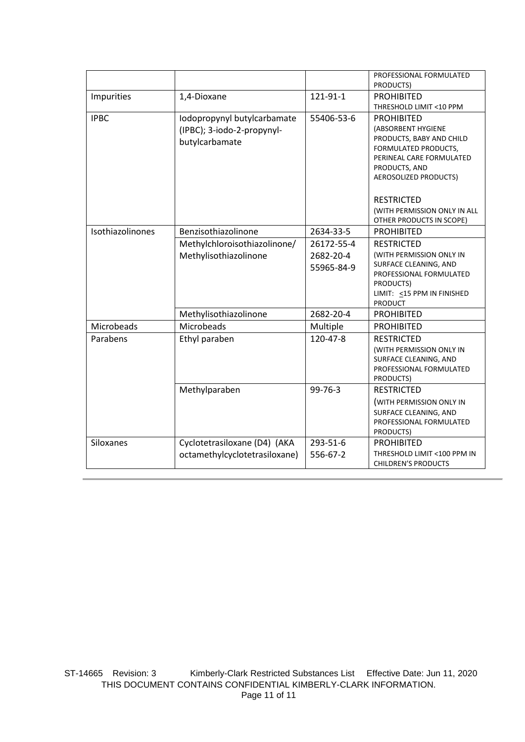| | | | |
|---|---|---|---|
| | | | PROFESSIONAL FORMULATED PRODUCTS) |
| Impurities | 1,4-Dioxane | 121-91-1 | PROHIBITED<br>THRESHOLD LIMIT <10 PPM |
| IPBC | Iodopropynyl butylcarbamate (IPBC); 3-iodo-2-propynyl-butylcarbamate | 55406-53-6 | PROHIBITED<br>(ABSORBENT HYGIENE PRODUCTS, BABY AND CHILD FORMULATED PRODUCTS, PERINEAL CARE FORMULATED PRODUCTS, AND AEROSOLIZED PRODUCTS)<br><br>RESTRICTED<br>(WITH PERMISSION ONLY IN ALL OTHER PRODUCTS IN SCOPE) |
| Isothiazolinones | Benzisothiazolinone | 2634-33-5 | PROHIBITED |
| | Methylchloroisothiazolinone/ Methylisothiazolinone | 26172-55-4<br>2682-20-4<br>55965-84-9 | RESTRICTED<br>(WITH PERMISSION ONLY IN SURFACE CLEANING, AND PROFESSIONAL FORMULATED PRODUCTS)<br>LIMIT: ≤15 PPM IN FINISHED PRODUCT |
| | Methylisothiazolinone | 2682-20-4 | PROHIBITED |
| Microbeads | Microbeads | Multiple | PROHIBITED |
| Parabens | Ethyl paraben | 120-47-8 | RESTRICTED<br>(WITH PERMISSION ONLY IN SURFACE CLEANING, AND PROFESSIONAL FORMULATED PRODUCTS) |
| | Methylparaben | 99-76-3 | RESTRICTED<br>(WITH PERMISSION ONLY IN SURFACE CLEANING, AND PROFESSIONAL FORMULATED PRODUCTS) |
| Siloxanes | Cyclotetrasiloxane (D4) (AKA octamethylcyclotetrasiloxane) | 293-51-6<br>556-67-2 | PROHIBITED<br>THRESHOLD LIMIT <100 PPM IN CHILDREN'S PRODUCTS |